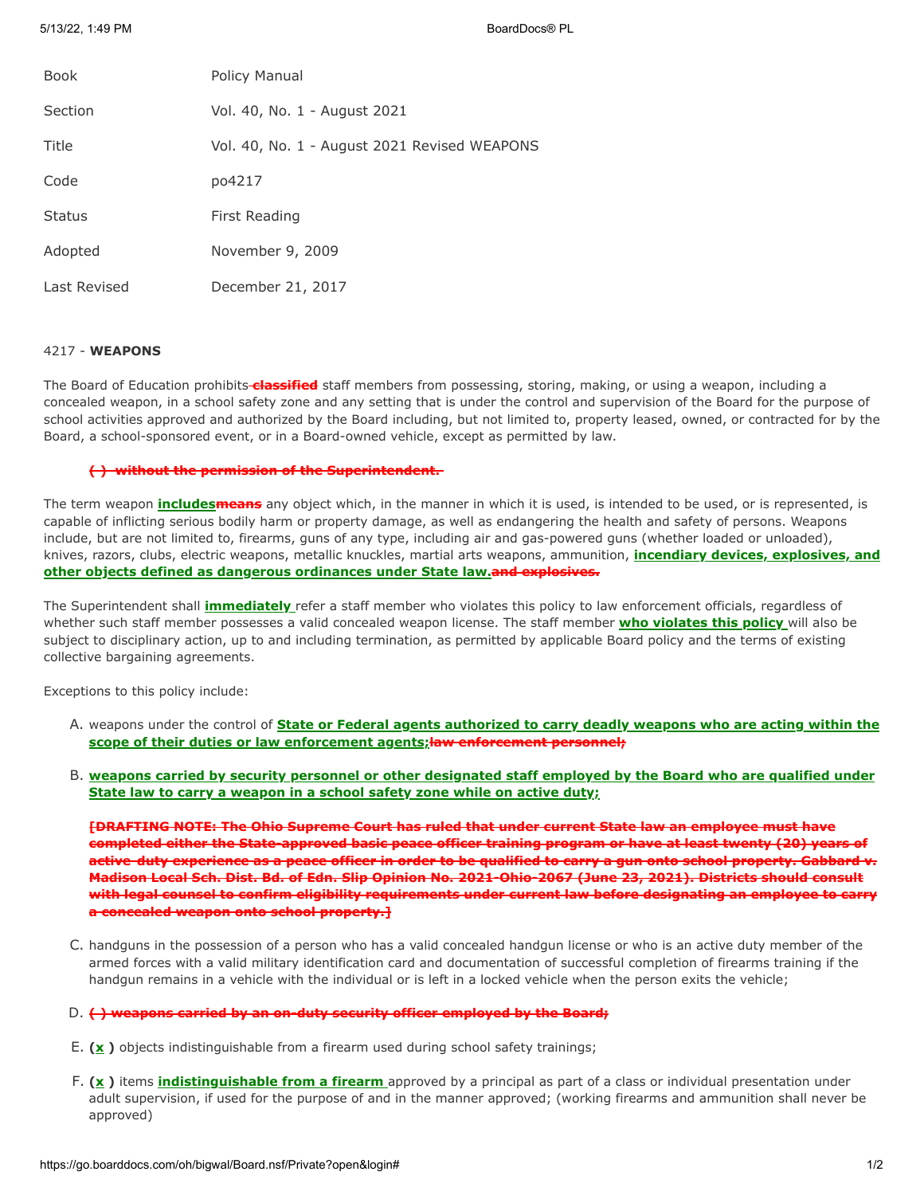| Book | Policy Manual |
| --- | --- |
| Section | Vol. 40, No. 1 - August 2021 |
| Title | Vol. 40, No. 1 - August 2021 Revised WEAPONS |
| Code | po4217 |
| Status | First Reading |
| Adopted | November 9, 2009 |
| Last Revised | December 21, 2017 |

4217 - **WEAPONS**

The Board of Education prohibits ~~classified~~ staff members from possessing, storing, making, or using a weapon, including a concealed weapon, in a school safety zone and any setting that is under the control and supervision of the Board for the purpose of school activities approved and authorized by the Board including, but not limited to, property leased, owned, or contracted for by the Board, a school-sponsored event, or in a Board-owned vehicle, except as permitted by law.

~~**( ) without the permission of the Superintendent.**~~

The term weapon **includes**~~means~~ any object which, in the manner in which it is used, is intended to be used, or is represented, is capable of inflicting serious bodily harm or property damage, as well as endangering the health and safety of persons. Weapons include, but are not limited to, firearms, guns of any type, including air and gas-powered guns (whether loaded or unloaded), knives, razors, clubs, electric weapons, metallic knuckles, martial arts weapons, ammunition, **incendiary devices, explosives, and other objects defined as dangerous ordinances under State law.**~~and explosives.~~

The Superintendent shall **immediately** refer a staff member who violates this policy to law enforcement officials, regardless of whether such staff member possesses a valid concealed weapon license. The staff member **who violates this policy** will also be subject to disciplinary action, up to and including termination, as permitted by applicable Board policy and the terms of existing collective bargaining agreements.

Exceptions to this policy include:

A. weapons under the control of **State or Federal agents authorized to carry deadly weapons who are acting within the scope of their duties or law enforcement agents;**~~law enforcement personnel;~~

B. **weapons carried by security personnel or other designated staff employed by the Board who are qualified under State law to carry a weapon in a school safety zone while on active duty;**

~~**[DRAFTING NOTE: The Ohio Supreme Court has ruled that under current State law an employee must have completed either the State-approved basic peace officer training program or have at least twenty (20) years of active-duty experience as a peace officer in order to be qualified to carry a gun onto school property. Gabbard v. Madison Local Sch. Dist. Bd. of Edn. Slip Opinion No. 2021-Ohio-2067 (June 23, 2021). Districts should consult with legal counsel to confirm eligibility requirements under current law before designating an employee to carry a concealed weapon onto school property.]**~~

C. handguns in the possession of a person who has a valid concealed handgun license or who is an active duty member of the armed forces with a valid military identification card and documentation of successful completion of firearms training if the handgun remains in a vehicle with the individual or is left in a locked vehicle when the person exits the vehicle;

D. ~~**( ) weapons carried by an on-duty security officer employed by the Board;**~~

E. **(x )** objects indistinguishable from a firearm used during school safety trainings;

F. **(x )** items **indistinguishable from a firearm** approved by a principal as part of a class or individual presentation under adult supervision, if used for the purpose of and in the manner approved; (working firearms and ammunition shall never be approved)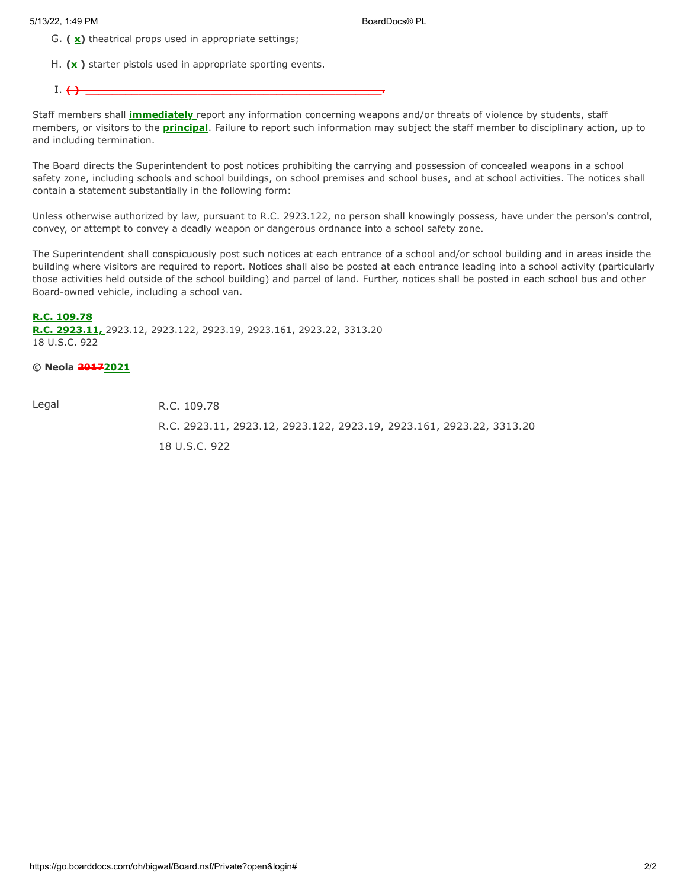G. **( x)** theatrical props used in appropriate settings;

H. **(x )** starter pistols used in appropriate sporting events.

I. ~~( ) ____________________________________________.~~

Staff members shall **immediately** report any information concerning weapons and/or threats of violence by students, staff members, or visitors to the **principal**. Failure to report such information may subject the staff member to disciplinary action, up to and including termination.

The Board directs the Superintendent to post notices prohibiting the carrying and possession of concealed weapons in a school safety zone, including schools and school buildings, on school premises and school buses, and at school activities. The notices shall contain a statement substantially in the following form:

Unless otherwise authorized by law, pursuant to R.C. 2923.122, no person shall knowingly possess, have under the person's control, convey, or attempt to convey a deadly weapon or dangerous ordnance into a school safety zone.

The Superintendent shall conspicuously post such notices at each entrance of a school and/or school building and in areas inside the building where visitors are required to report. Notices shall also be posted at each entrance leading into a school activity (particularly those activities held outside of the school building) and parcel of land. Further, notices shall be posted in each school bus and other Board-owned vehicle, including a school van.

**R.C. 109.78**
**R.C. 2923.11,** 2923.12, 2923.122, 2923.19, 2923.161, 2923.22, 3313.20
18 U.S.C. 922

**© Neola ~~2017~~2021**

| | |
|---|---|
| Legal | R.C. 109.78 |
| | R.C. 2923.11, 2923.12, 2923.122, 2923.19, 2923.161, 2923.22, 3313.20 |
| | 18 U.S.C. 922 |